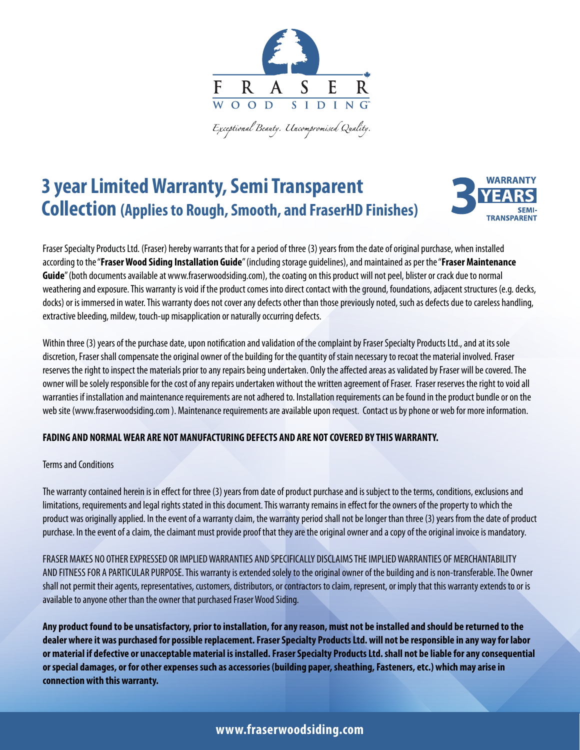FRASER
WOOD SIDING

*Exceptional Beauty. Uncompromised Quality.*

# 3 year Limited Warranty, Semi Transparent Collection (Applies to Rough, Smooth, and FraserHD Finishes)

3 WARRANTY YEARS SEMI-TRANSPARENT

Fraser Specialty Products Ltd. (Fraser) hereby warrants that for a period of three (3) years from the date of original purchase, when installed according to the "**Fraser Wood Siding Installation Guide**" (including storage guidelines), and maintained as per the "**Fraser Maintenance Guide**" (both documents available at www.fraserwoodsiding.com), the coating on this product will not peel, blister or crack due to normal weathering and exposure. This warranty is void if the product comes into direct contact with the ground, foundations, adjacent structures (e.g. decks, docks) or is immersed in water. This warranty does not cover any defects other than those previously noted, such as defects due to careless handling, extractive bleeding, mildew, touch-up misapplication or naturally occurring defects.

Within three (3) years of the purchase date, upon notification and validation of the complaint by Fraser Specialty Products Ltd., and at its sole discretion, Fraser shall compensate the original owner of the building for the quantity of stain necessary to recoat the material involved. Fraser reserves the right to inspect the materials prior to any repairs being undertaken. Only the affected areas as validated by Fraser will be covered. The owner will be solely responsible for the cost of any repairs undertaken without the written agreement of Fraser. Fraser reserves the right to void all warranties if installation and maintenance requirements are not adhered to. Installation requirements can be found in the product bundle or on the web site (www.fraserwoodsiding.com ). Maintenance requirements are available upon request. Contact us by phone or web for more information.

**FADING AND NORMAL WEAR ARE NOT MANUFACTURING DEFECTS AND ARE NOT COVERED BY THIS WARRANTY.**

Terms and Conditions

The warranty contained herein is in effect for three (3) years from date of product purchase and is subject to the terms, conditions, exclusions and limitations, requirements and legal rights stated in this document. This warranty remains in effect for the owners of the property to which the product was originally applied. In the event of a warranty claim, the warranty period shall not be longer than three (3) years from the date of product purchase. In the event of a claim, the claimant must provide proof that they are the original owner and a copy of the original invoice is mandatory.

FRASER MAKES NO OTHER EXPRESSED OR IMPLIED WARRANTIES AND SPECIFICALLY DISCLAIMS THE IMPLIED WARRANTIES OF MERCHANTABILITY AND FITNESS FOR A PARTICULAR PURPOSE. This warranty is extended solely to the original owner of the building and is non-transferable. The Owner shall not permit their agents, representatives, customers, distributors, or contractors to claim, represent, or imply that this warranty extends to or is available to anyone other than the owner that purchased Fraser Wood Siding.

**Any product found to be unsatisfactory, prior to installation, for any reason, must not be installed and should be returned to the dealer where it was purchased for possible replacement. Fraser Specialty Products Ltd. will not be responsible in any way for labor or material if defective or unacceptable material is installed. Fraser Specialty Products Ltd. shall not be liable for any consequential or special damages, or for other expenses such as accessories (building paper, sheathing, Fasteners, etc.) which may arise in connection with this warranty.**

**www.fraserwoodsiding.com**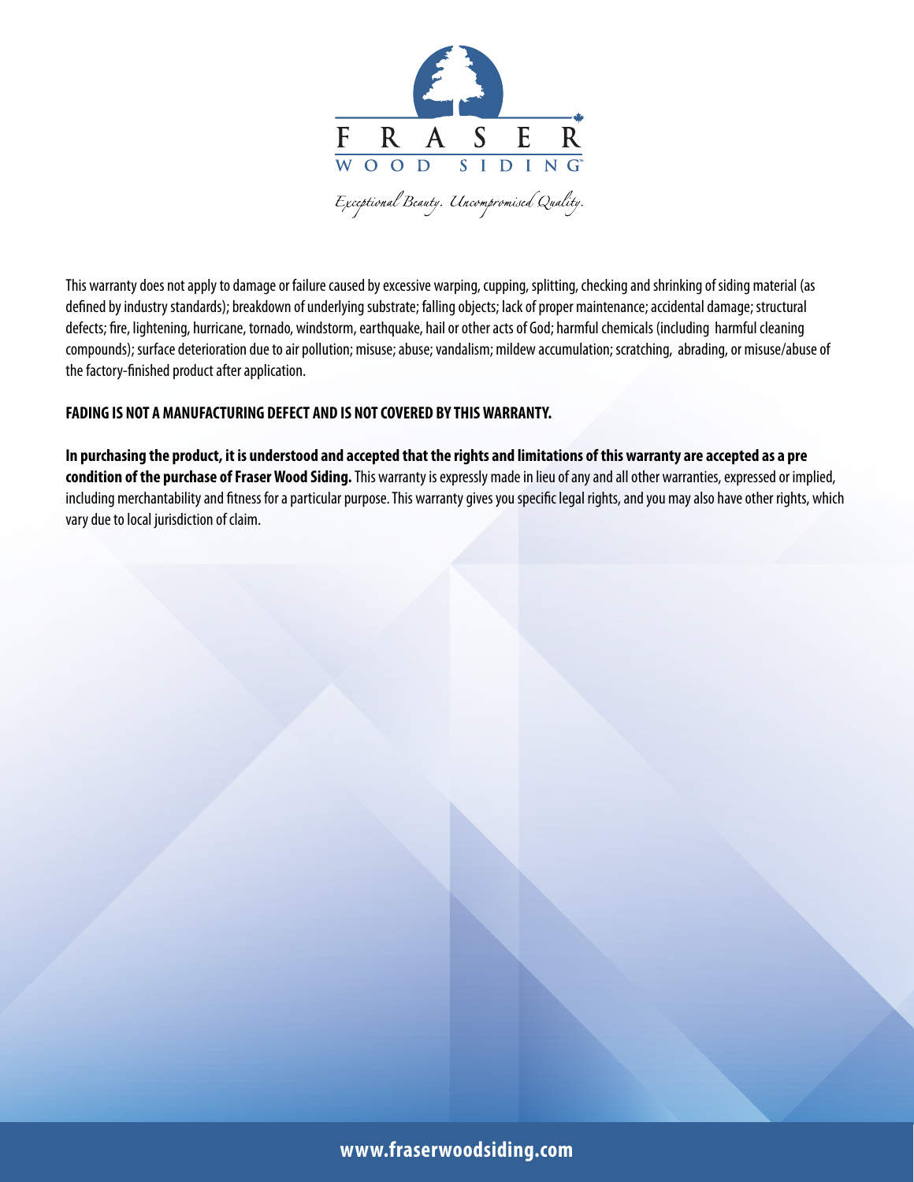FRASER

WOOD SIDING

*Exceptional Beauty. Uncompromised Quality.*

This warranty does not apply to damage or failure caused by excessive warping, cupping, splitting, checking and shrinking of siding material (as defined by industry standards); breakdown of underlying substrate; falling objects; lack of proper maintenance; accidental damage; structural defects; fire, lightening, hurricane, tornado, windstorm, earthquake, hail or other acts of God; harmful chemicals (including harmful cleaning compounds); surface deterioration due to air pollution; misuse; abuse; vandalism; mildew accumulation; scratching, abrading, or misuse/abuse of the factory-finished product after application.

**FADING IS NOT A MANUFACTURING DEFECT AND IS NOT COVERED BY THIS WARRANTY.**

**In purchasing the product, it is understood and accepted that the rights and limitations of this warranty are accepted as a pre condition of the purchase of Fraser Wood Siding.** This warranty is expressly made in lieu of any and all other warranties, expressed or implied, including merchantability and fitness for a particular purpose. This warranty gives you specific legal rights, and you may also have other rights, which vary due to local jurisdiction of claim.

**www.fraserwoodsiding.com**